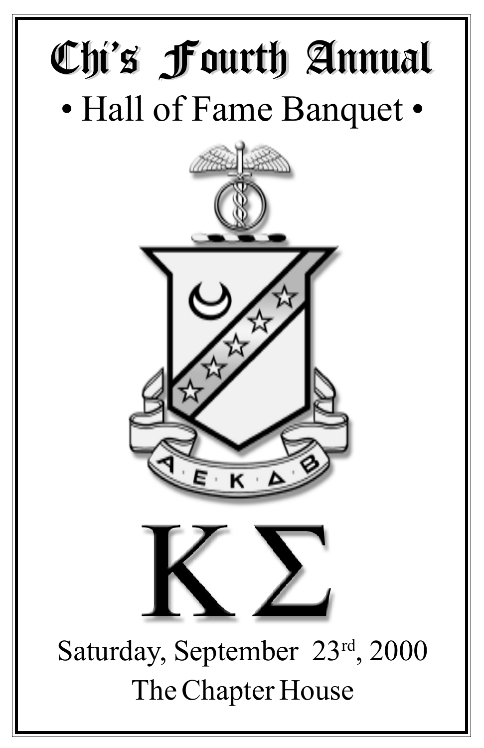# Chi's Fourth Annual

## • Hall of Fame Banquet •

Α · Ε · Κ · Δ · Β

# ΚΣ

Saturday, September 23rd, 2000

The Chapter House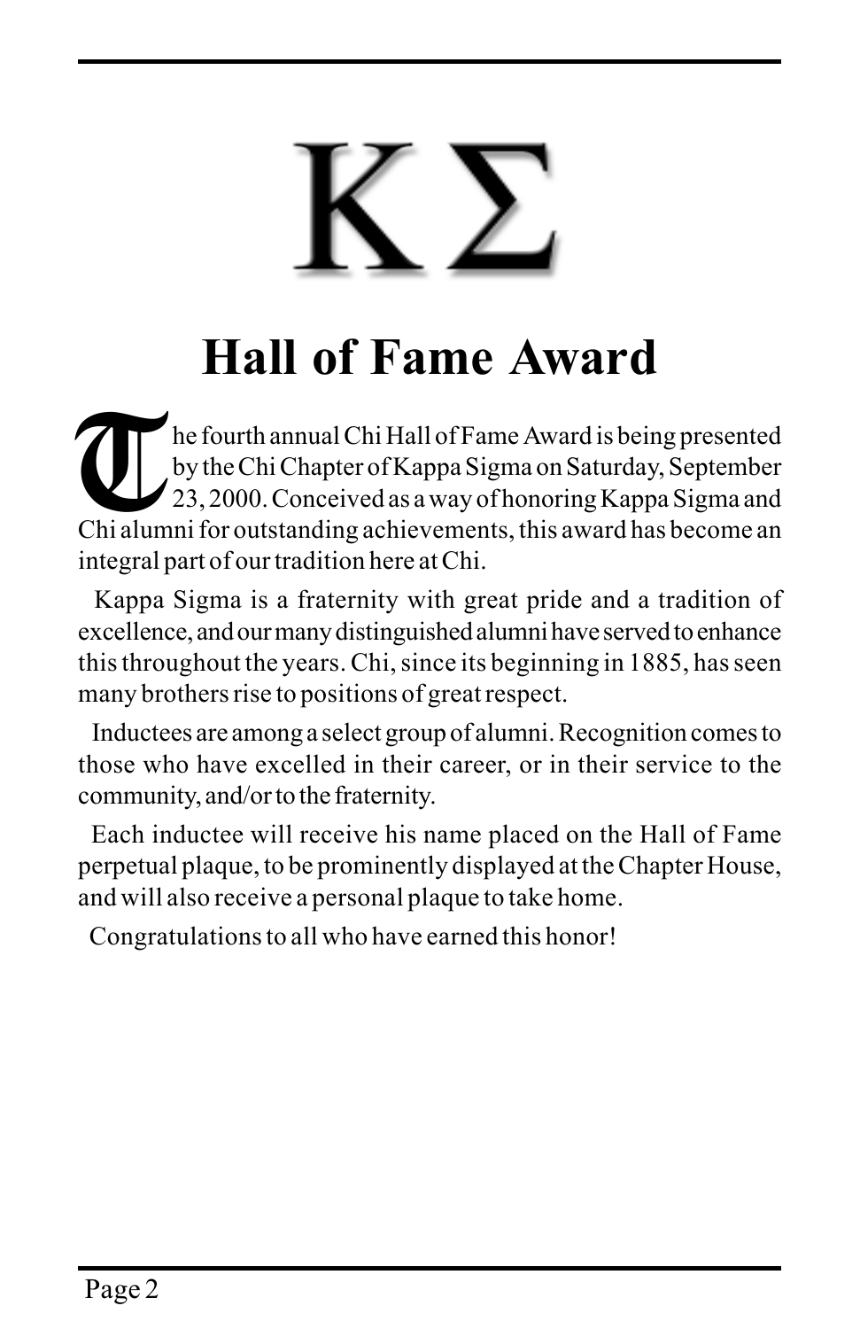# Κ Σ

## Hall of Fame Award

The fourth annual Chi Hall of Fame Award is being presented by the Chi Chapter of Kappa Sigma on Saturday, September 23, 2000. Conceived as a way of honoring Kappa Sigma and Chi alumni for outstanding achievements, this award has become an integral part of our tradition here at Chi.

Kappa Sigma is a fraternity with great pride and a tradition of excellence, and our many distinguished alumni have served to enhance this throughout the years. Chi, since its beginning in 1885, has seen many brothers rise to positions of great respect.

Inductees are among a select group of alumni. Recognition comes to those who have excelled in their career, or in their service to the community, and/or to the fraternity.

Each inductee will receive his name placed on the Hall of Fame perpetual plaque, to be prominently displayed at the Chapter House, and will also receive a personal plaque to take home.

Congratulations to all who have earned this honor!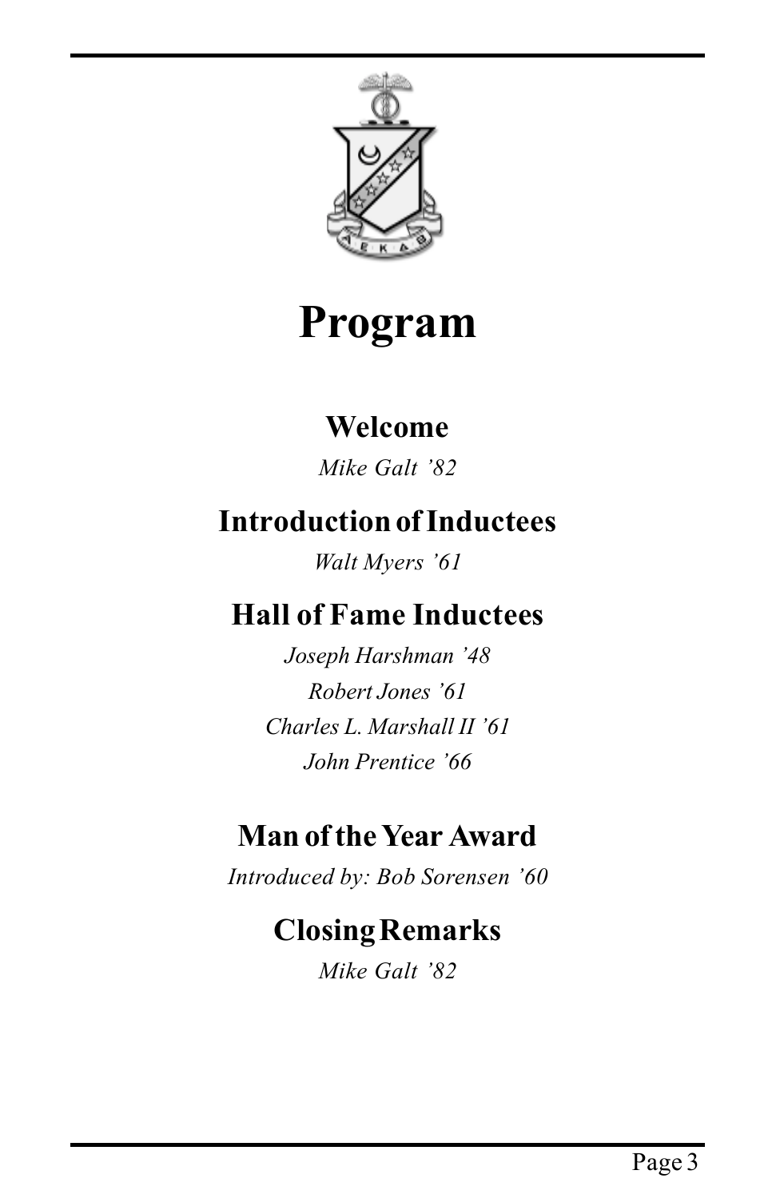# Program

## Welcome

*Mike Galt ’82*

## Introduction of Inductees

*Walt Myers ’61*

## Hall of Fame Inductees

*Joseph Harshman ’48*

*Robert Jones ’61*

*Charles L. Marshall II ’61*

*John Prentice ’66*

## Man of the Year Award

*Introduced by: Bob Sorensen ’60*

## Closing Remarks

*Mike Galt ’82*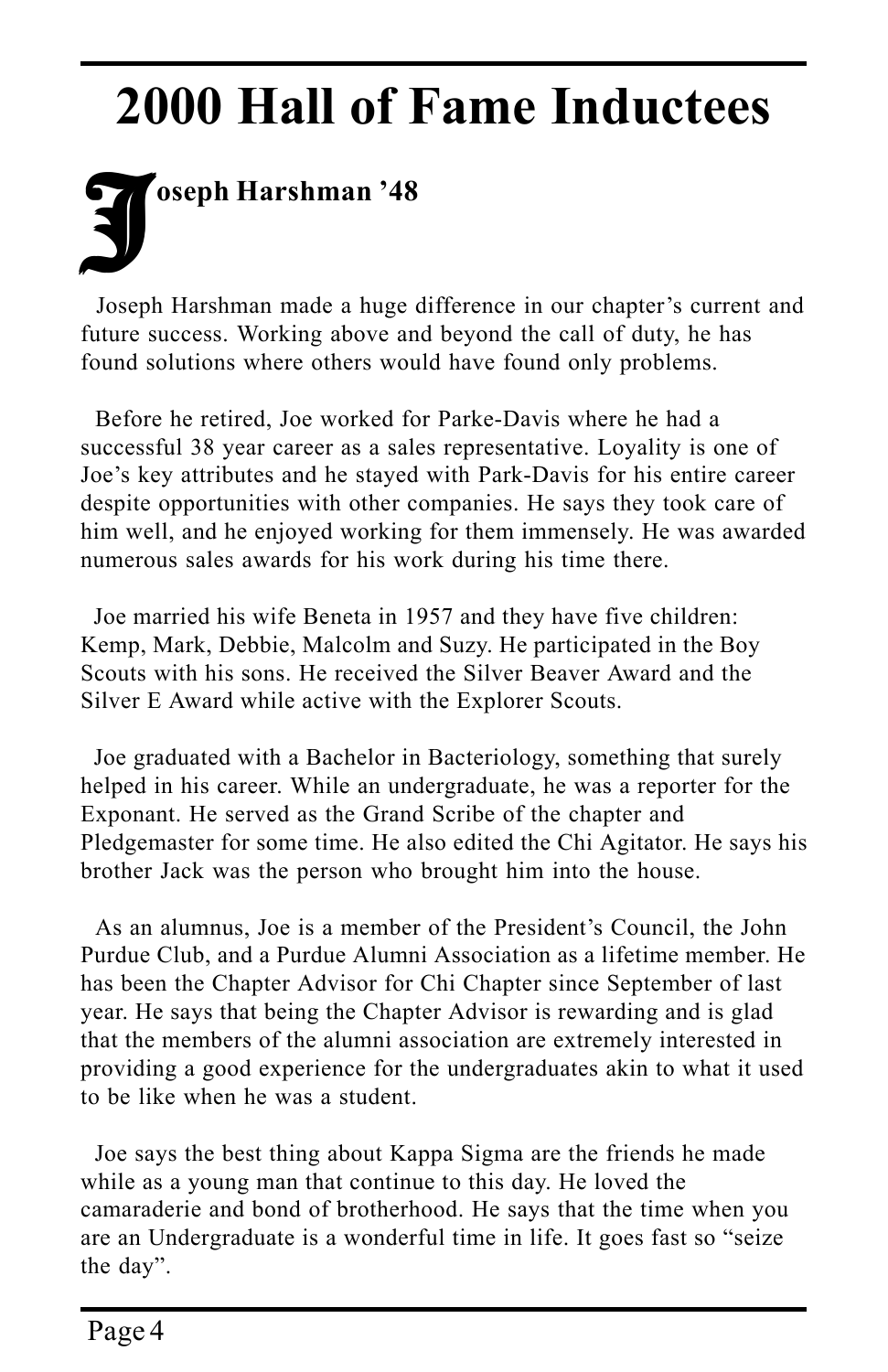# 2000 Hall of Fame Inductees

## Joseph Harshman '48

Joseph Harshman made a huge difference in our chapter's current and future success. Working above and beyond the call of duty, he has found solutions where others would have found only problems.

Before he retired, Joe worked for Parke-Davis where he had a successful 38 year career as a sales representative. Loyality is one of Joe's key attributes and he stayed with Park-Davis for his entire career despite opportunities with other companies. He says they took care of him well, and he enjoyed working for them immensely. He was awarded numerous sales awards for his work during his time there.

Joe married his wife Beneta in 1957 and they have five children: Kemp, Mark, Debbie, Malcolm and Suzy. He participated in the Boy Scouts with his sons. He received the Silver Beaver Award and the Silver E Award while active with the Explorer Scouts.

Joe graduated with a Bachelor in Bacteriology, something that surely helped in his career. While an undergraduate, he was a reporter for the Exponant. He served as the Grand Scribe of the chapter and Pledgemaster for some time. He also edited the Chi Agitator. He says his brother Jack was the person who brought him into the house.

As an alumnus, Joe is a member of the President's Council, the John Purdue Club, and a Purdue Alumni Association as a lifetime member. He has been the Chapter Advisor for Chi Chapter since September of last year. He says that being the Chapter Advisor is rewarding and is glad that the members of the alumni association are extremely interested in providing a good experience for the undergraduates akin to what it used to be like when he was a student.

Joe says the best thing about Kappa Sigma are the friends he made while as a young man that continue to this day. He loved the camaraderie and bond of brotherhood. He says that the time when you are an Undergraduate is a wonderful time in life. It goes fast so "seize the day".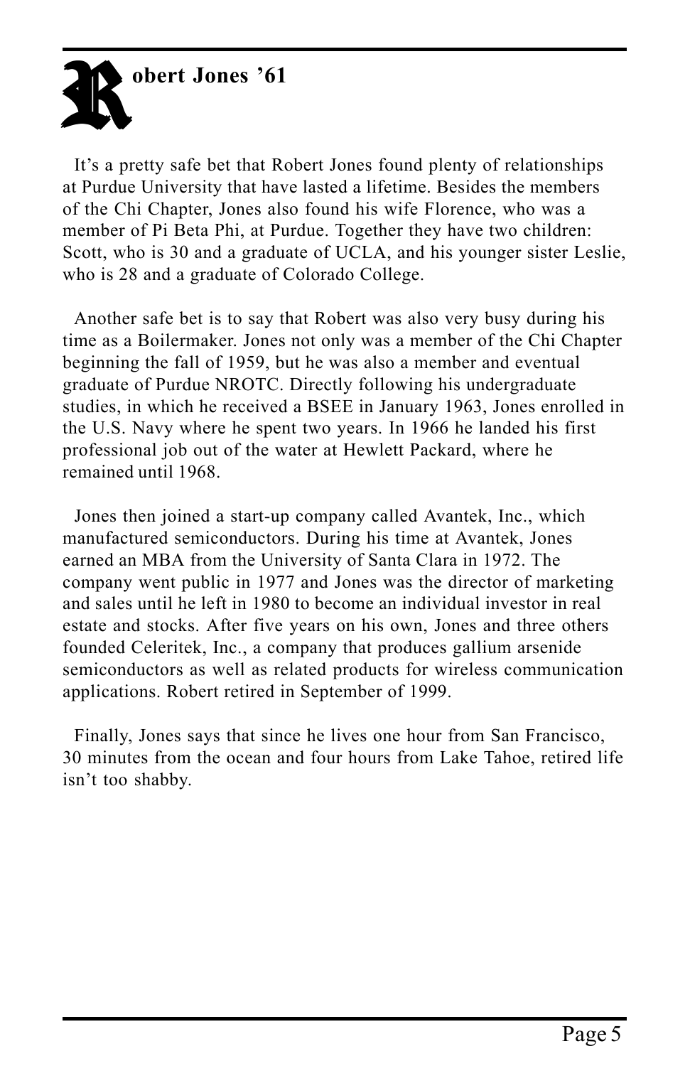# Robert Jones ’61

It’s a pretty safe bet that Robert Jones found plenty of relationships at Purdue University that have lasted a lifetime. Besides the members of the Chi Chapter, Jones also found his wife Florence, who was a member of Pi Beta Phi, at Purdue. Together they have two children: Scott, who is 30 and a graduate of UCLA, and his younger sister Leslie, who is 28 and a graduate of Colorado College.

Another safe bet is to say that Robert was also very busy during his time as a Boilermaker. Jones not only was a member of the Chi Chapter beginning the fall of 1959, but he was also a member and eventual graduate of Purdue NROTC. Directly following his undergraduate studies, in which he received a BSEE in January 1963, Jones enrolled in the U.S. Navy where he spent two years. In 1966 he landed his first professional job out of the water at Hewlett Packard, where he remained until 1968.

Jones then joined a start-up company called Avantek, Inc., which manufactured semiconductors. During his time at Avantek, Jones earned an MBA from the University of Santa Clara in 1972. The company went public in 1977 and Jones was the director of marketing and sales until he left in 1980 to become an individual investor in real estate and stocks. After five years on his own, Jones and three others founded Celeritek, Inc., a company that produces gallium arsenide semiconductors as well as related products for wireless communication applications. Robert retired in September of 1999.

Finally, Jones says that since he lives one hour from San Francisco, 30 minutes from the ocean and four hours from Lake Tahoe, retired life isn’t too shabby.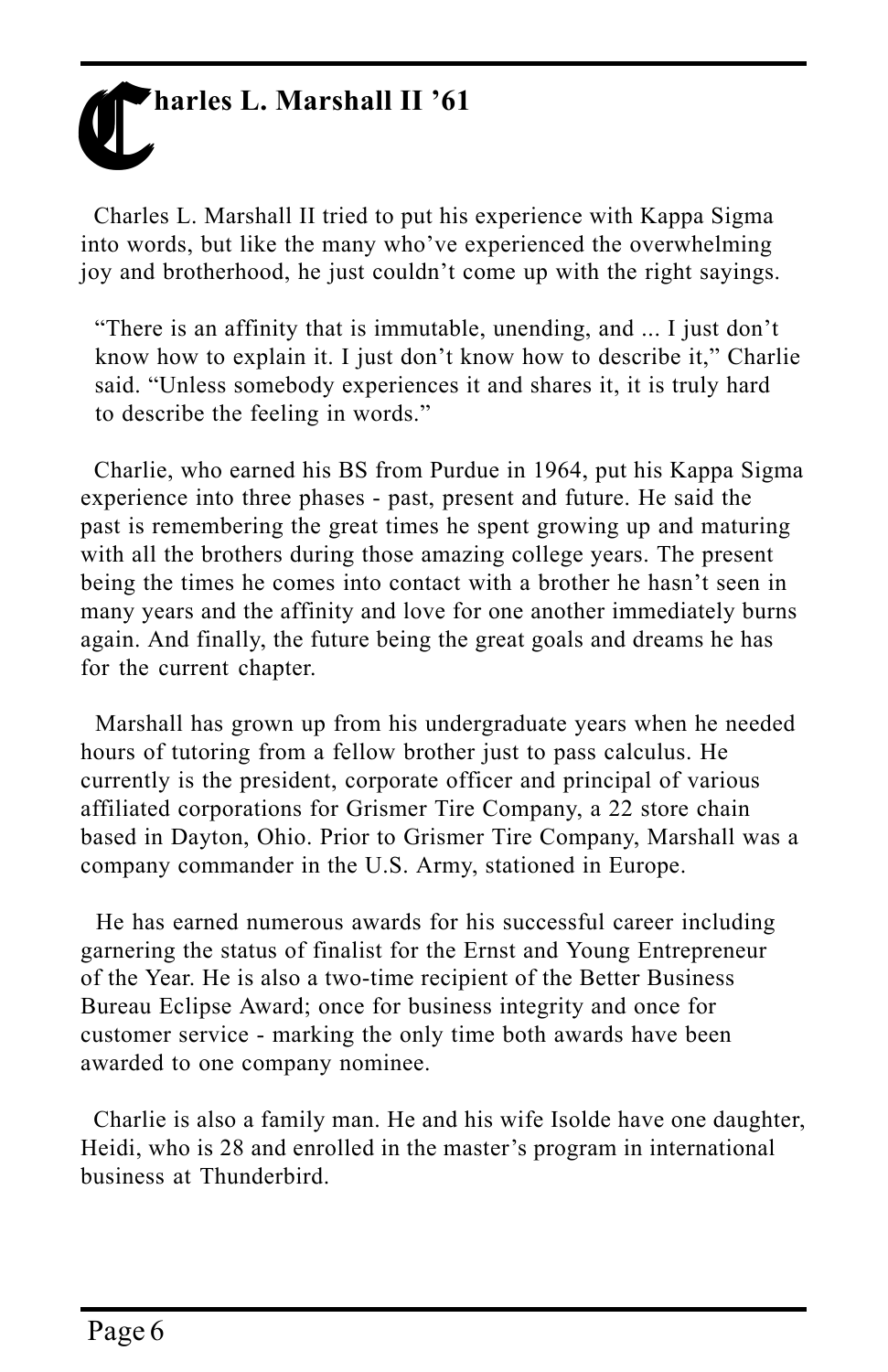# Charles L. Marshall II '61

Charles L. Marshall II tried to put his experience with Kappa Sigma into words, but like the many who've experienced the overwhelming joy and brotherhood, he just couldn't come up with the right sayings.

> "There is an affinity that is immutable, unending, and ... I just don't know how to explain it. I just don't know how to describe it," Charlie said. "Unless somebody experiences it and shares it, it is truly hard to describe the feeling in words."

Charlie, who earned his BS from Purdue in 1964, put his Kappa Sigma experience into three phases - past, present and future. He said the past is remembering the great times he spent growing up and maturing with all the brothers during those amazing college years. The present being the times he comes into contact with a brother he hasn't seen in many years and the affinity and love for one another immediately burns again. And finally, the future being the great goals and dreams he has for the current chapter.

Marshall has grown up from his undergraduate years when he needed hours of tutoring from a fellow brother just to pass calculus. He currently is the president, corporate officer and principal of various affiliated corporations for Grismer Tire Company, a 22 store chain based in Dayton, Ohio. Prior to Grismer Tire Company, Marshall was a company commander in the U.S. Army, stationed in Europe.

He has earned numerous awards for his successful career including garnering the status of finalist for the Ernst and Young Entrepreneur of the Year. He is also a two-time recipient of the Better Business Bureau Eclipse Award; once for business integrity and once for customer service - marking the only time both awards have been awarded to one company nominee.

Charlie is also a family man. He and his wife Isolde have one daughter, Heidi, who is 28 and enrolled in the master's program in international business at Thunderbird.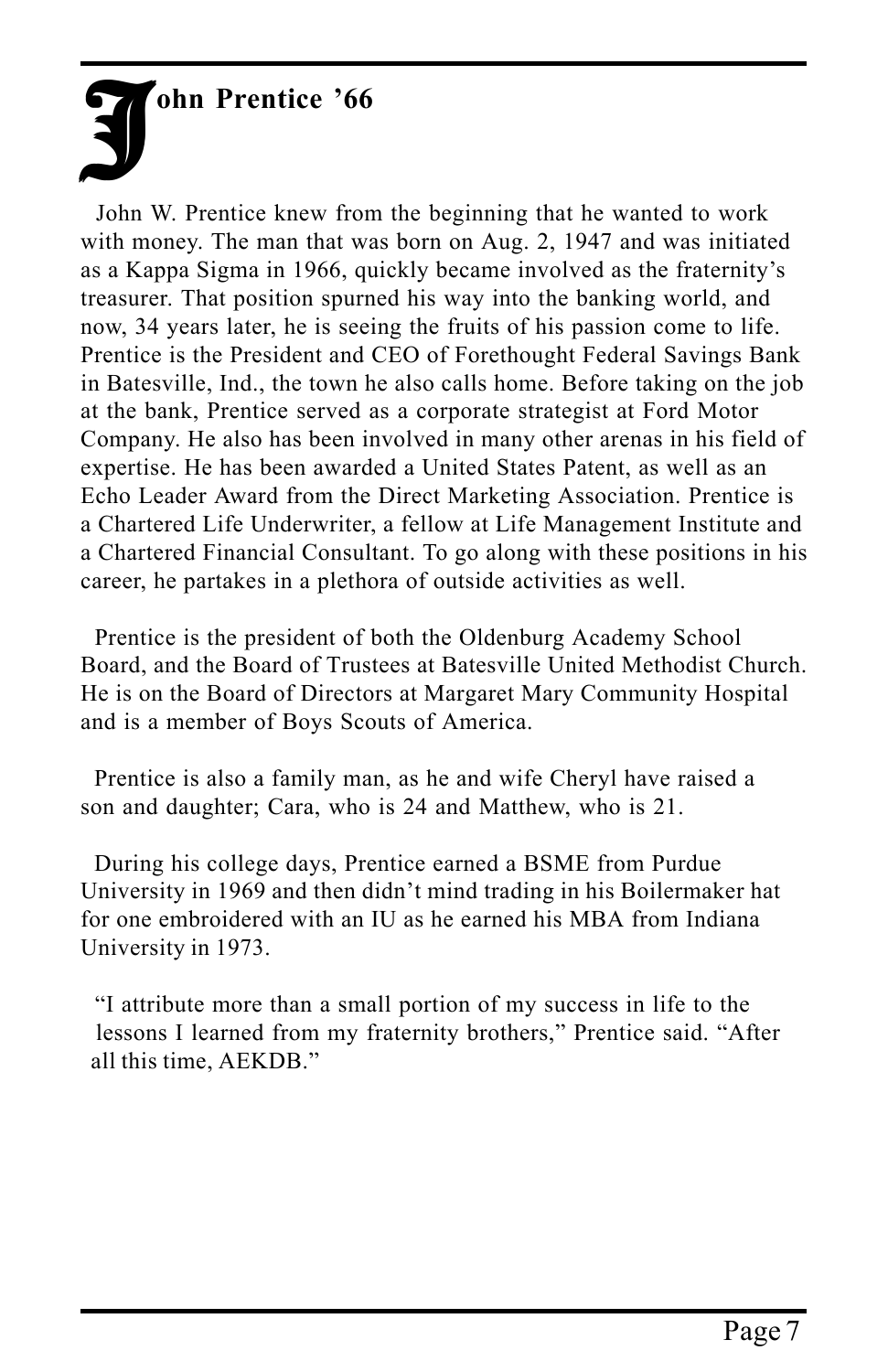# John Prentice '66

John W. Prentice knew from the beginning that he wanted to work with money. The man that was born on Aug. 2, 1947 and was initiated as a Kappa Sigma in 1966, quickly became involved as the fraternity's treasurer. That position spurned his way into the banking world, and now, 34 years later, he is seeing the fruits of his passion come to life. Prentice is the President and CEO of Forethought Federal Savings Bank in Batesville, Ind., the town he also calls home. Before taking on the job at the bank, Prentice served as a corporate strategist at Ford Motor Company. He also has been involved in many other arenas in his field of expertise. He has been awarded a United States Patent, as well as an Echo Leader Award from the Direct Marketing Association. Prentice is a Chartered Life Underwriter, a fellow at Life Management Institute and a Chartered Financial Consultant. To go along with these positions in his career, he partakes in a plethora of outside activities as well.

Prentice is the president of both the Oldenburg Academy School Board, and the Board of Trustees at Batesville United Methodist Church. He is on the Board of Directors at Margaret Mary Community Hospital and is a member of Boys Scouts of America.

Prentice is also a family man, as he and wife Cheryl have raised a son and daughter; Cara, who is 24 and Matthew, who is 21.

During his college days, Prentice earned a BSME from Purdue University in 1969 and then didn't mind trading in his Boilermaker hat for one embroidered with an IU as he earned his MBA from Indiana University in 1973.

"I attribute more than a small portion of my success in life to the lessons I learned from my fraternity brothers," Prentice said. "After all this time, AEKDB."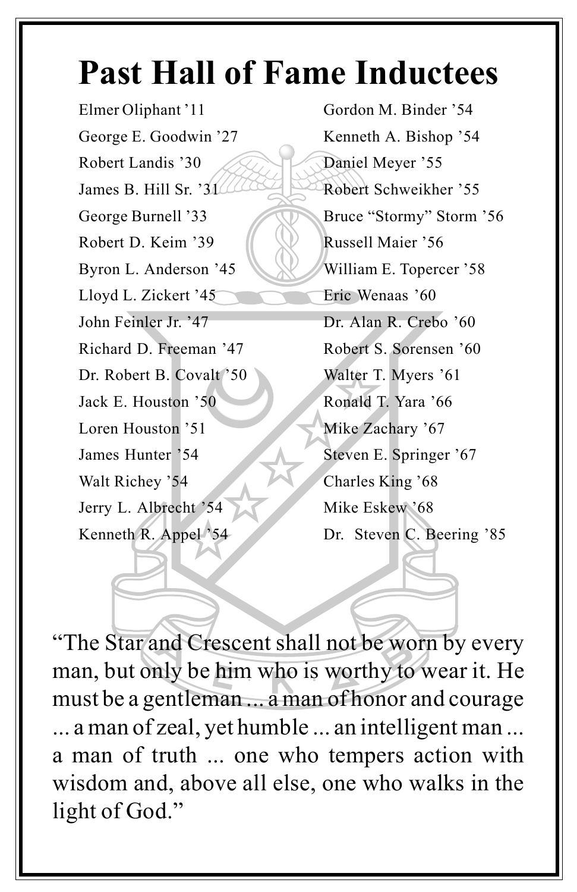# Past Hall of Fame Inductees

Elmer Oliphant ’11
George E. Goodwin ’27
Robert Landis ’30
James B. Hill Sr. ’31
George Burnell ’33
Robert D. Keim ’39
Byron L. Anderson ’45
Lloyd L. Zickert ’45
John Feinler Jr. ’47
Richard D. Freeman ’47
Dr. Robert B. Covalt ’50
Jack E. Houston ’50
Loren Houston ’51
James Hunter ’54
Walt Richey ’54
Jerry L. Albrecht ’54
Kenneth R. Appel ’54
Gordon M. Binder ’54
Kenneth A. Bishop ’54
Daniel Meyer ’55
Robert Schweikher ’55
Bruce “Stormy” Storm ’56
Russell Maier ’56
William E. Topercer ’58
Eric Wenaas ’60
Dr. Alan R. Crebo ’60
Robert S. Sorensen ’60
Walter T. Myers ’61
Ronald T. Yara ’66
Mike Zachary ’67
Steven E. Springer ’67
Charles King ’68
Mike Eskew ’68
Dr. Steven C. Beering ’85

“The Star and Crescent shall not be worn by every man, but only be him who is worthy to wear it. He must be a gentleman ... a man of honor and courage ... a man of zeal, yet humble ... an intelligent man ... a man of truth ... one who tempers action with wisdom and, above all else, one who walks in the light of God.”